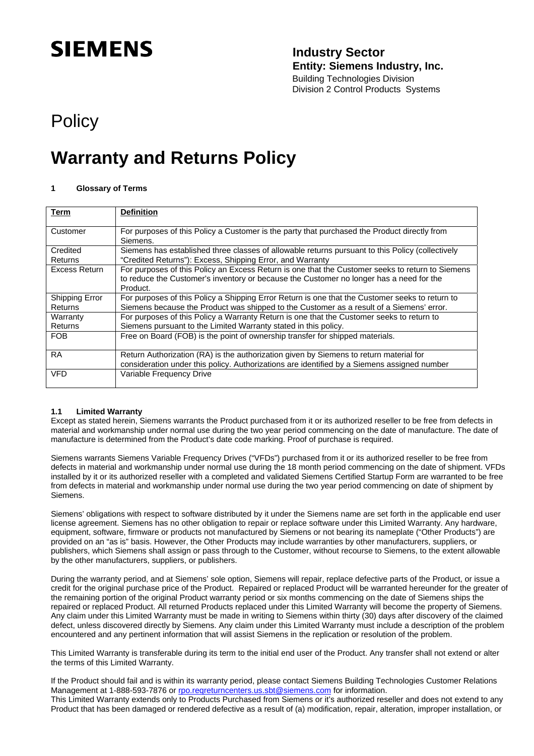**SIEMENS**

**Industry Sector**
**Entity: Siemens Industry, Inc.**
Building Technologies Division
Division 2 Control Products Systems

# Policy

# Warranty and Returns Policy

### 1 Glossary of Terms

| Term | Definition |
|---|---|
| Customer | For purposes of this Policy a Customer is the party that purchased the Product directly from Siemens. |
| Credited Returns | Siemens has established three classes of allowable returns pursuant to this Policy (collectively "Credited Returns"): Excess, Shipping Error, and Warranty |
| Excess Return | For purposes of this Policy an Excess Return is one that the Customer seeks to return to Siemens to reduce the Customer's inventory or because the Customer no longer has a need for the Product. |
| Shipping Error Returns | For purposes of this Policy a Shipping Error Return is one that the Customer seeks to return to Siemens because the Product was shipped to the Customer as a result of a Siemens' error. |
| Warranty Returns | For purposes of this Policy a Warranty Return is one that the Customer seeks to return to Siemens pursuant to the Limited Warranty stated in this policy. |
| FOB | Free on Board (FOB) is the point of ownership transfer for shipped materials. |
| RA | Return Authorization (RA) is the authorization given by Siemens to return material for consideration under this policy. Authorizations are identified by a Siemens assigned number |
| VFD | Variable Frequency Drive |

### 1.1 Limited Warranty

Except as stated herein, Siemens warrants the Product purchased from it or its authorized reseller to be free from defects in material and workmanship under normal use during the two year period commencing on the date of manufacture. The date of manufacture is determined from the Product's date code marking. Proof of purchase is required.

Siemens warrants Siemens Variable Frequency Drives ("VFDs") purchased from it or its authorized reseller to be free from defects in material and workmanship under normal use during the 18 month period commencing on the date of shipment. VFDs installed by it or its authorized reseller with a completed and validated Siemens Certified Startup Form are warranted to be free from defects in material and workmanship under normal use during the two year period commencing on date of shipment by Siemens.

Siemens' obligations with respect to software distributed by it under the Siemens name are set forth in the applicable end user license agreement. Siemens has no other obligation to repair or replace software under this Limited Warranty. Any hardware, equipment, software, firmware or products not manufactured by Siemens or not bearing its nameplate ("Other Products") are provided on an "as is" basis. However, the Other Products may include warranties by other manufacturers, suppliers, or publishers, which Siemens shall assign or pass through to the Customer, without recourse to Siemens, to the extent allowable by the other manufacturers, suppliers, or publishers.

During the warranty period, and at Siemens' sole option, Siemens will repair, replace defective parts of the Product, or issue a credit for the original purchase price of the Product. Repaired or replaced Product will be warranted hereunder for the greater of the remaining portion of the original Product warranty period or six months commencing on the date of Siemens ships the repaired or replaced Product. All returned Products replaced under this Limited Warranty will become the property of Siemens. Any claim under this Limited Warranty must be made in writing to Siemens within thirty (30) days after discovery of the claimed defect, unless discovered directly by Siemens. Any claim under this Limited Warranty must include a description of the problem encountered and any pertinent information that will assist Siemens in the replication or resolution of the problem.

This Limited Warranty is transferable during its term to the initial end user of the Product. Any transfer shall not extend or alter the terms of this Limited Warranty.

If the Product should fail and is within its warranty period, please contact Siemens Building Technologies Customer Relations Management at 1-888-593-7876 or rpo.reqreturncenters.us.sbt@siemens.com for information.
This Limited Warranty extends only to Products Purchased from Siemens or it's authorized reseller and does not extend to any Product that has been damaged or rendered defective as a result of (a) modification, repair, alteration, improper installation, or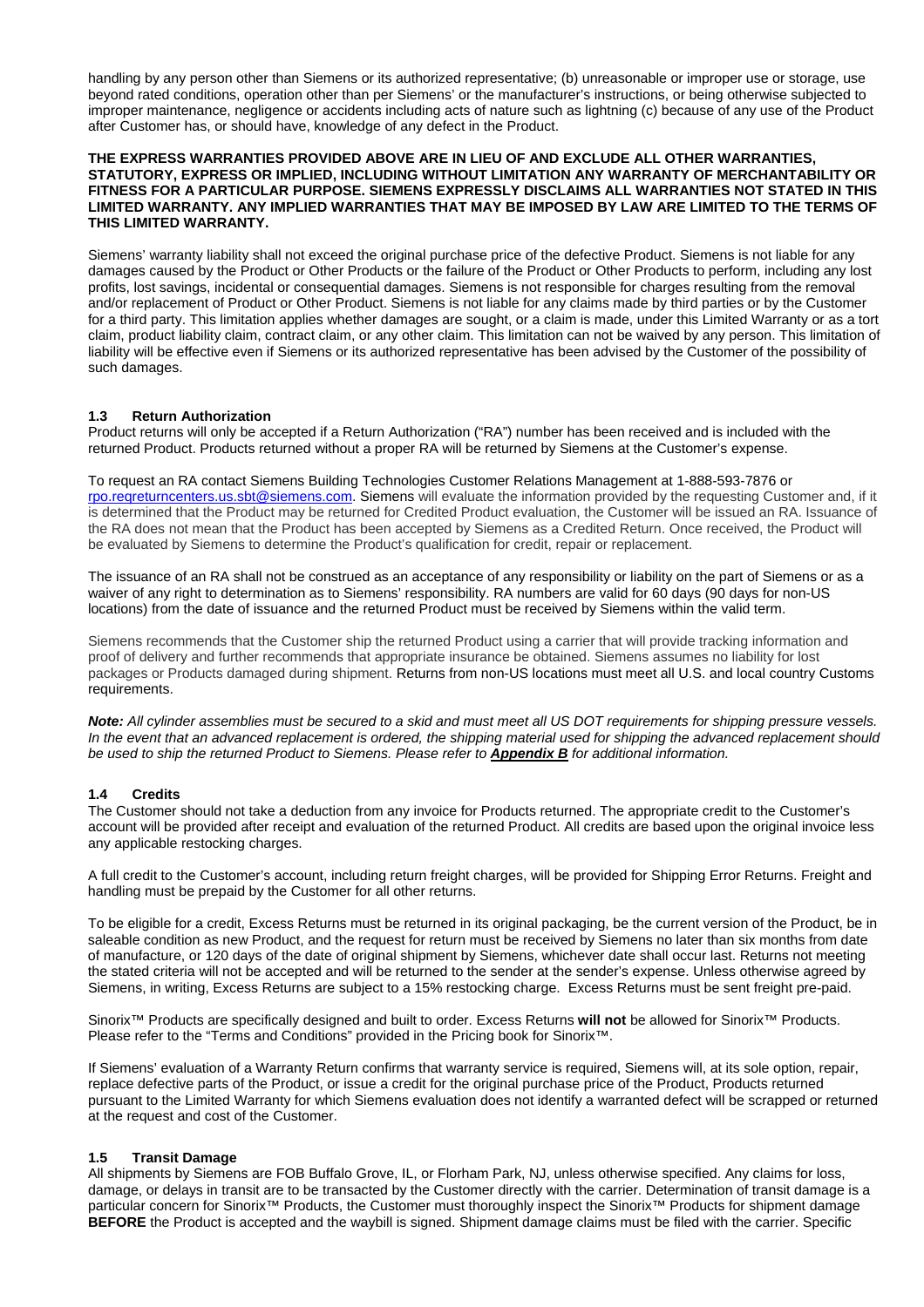handling by any person other than Siemens or its authorized representative; (b) unreasonable or improper use or storage, use beyond rated conditions, operation other than per Siemens' or the manufacturer's instructions, or being otherwise subjected to improper maintenance, negligence or accidents including acts of nature such as lightning (c) because of any use of the Product after Customer has, or should have, knowledge of any defect in the Product.

**THE EXPRESS WARRANTIES PROVIDED ABOVE ARE IN LIEU OF AND EXCLUDE ALL OTHER WARRANTIES, STATUTORY, EXPRESS OR IMPLIED, INCLUDING WITHOUT LIMITATION ANY WARRANTY OF MERCHANTABILITY OR FITNESS FOR A PARTICULAR PURPOSE. SIEMENS EXPRESSLY DISCLAIMS ALL WARRANTIES NOT STATED IN THIS LIMITED WARRANTY. ANY IMPLIED WARRANTIES THAT MAY BE IMPOSED BY LAW ARE LIMITED TO THE TERMS OF THIS LIMITED WARRANTY.**

Siemens' warranty liability shall not exceed the original purchase price of the defective Product. Siemens is not liable for any damages caused by the Product or Other Products or the failure of the Product or Other Products to perform, including any lost profits, lost savings, incidental or consequential damages. Siemens is not responsible for charges resulting from the removal and/or replacement of Product or Other Product. Siemens is not liable for any claims made by third parties or by the Customer for a third party. This limitation applies whether damages are sought, or a claim is made, under this Limited Warranty or as a tort claim, product liability claim, contract claim, or any other claim. This limitation can not be waived by any person. This limitation of liability will be effective even if Siemens or its authorized representative has been advised by the Customer of the possibility of such damages.

### 1.3 Return Authorization

Product returns will only be accepted if a Return Authorization ("RA") number has been received and is included with the returned Product. Products returned without a proper RA will be returned by Siemens at the Customer's expense.

To request an RA contact Siemens Building Technologies Customer Relations Management at 1-888-593-7876 or rpo.reqreturncenters.us.sbt@siemens.com. Siemens will evaluate the information provided by the requesting Customer and, if it is determined that the Product may be returned for Credited Product evaluation, the Customer will be issued an RA. Issuance of the RA does not mean that the Product has been accepted by Siemens as a Credited Return. Once received, the Product will be evaluated by Siemens to determine the Product's qualification for credit, repair or replacement.

The issuance of an RA shall not be construed as an acceptance of any responsibility or liability on the part of Siemens or as a waiver of any right to determination as to Siemens' responsibility. RA numbers are valid for 60 days (90 days for non-US locations) from the date of issuance and the returned Product must be received by Siemens within the valid term.

Siemens recommends that the Customer ship the returned Product using a carrier that will provide tracking information and proof of delivery and further recommends that appropriate insurance be obtained. Siemens assumes no liability for lost packages or Products damaged during shipment. Returns from non-US locations must meet all U.S. and local country Customs requirements.

***Note:** All cylinder assemblies must be secured to a skid and must meet all US DOT requirements for shipping pressure vessels. In the event that an advanced replacement is ordered, the shipping material used for shipping the advanced replacement should be used to ship the returned Product to Siemens. Please refer to **Appendix B** for additional information.*

### 1.4 Credits

The Customer should not take a deduction from any invoice for Products returned. The appropriate credit to the Customer's account will be provided after receipt and evaluation of the returned Product. All credits are based upon the original invoice less any applicable restocking charges.

A full credit to the Customer's account, including return freight charges, will be provided for Shipping Error Returns. Freight and handling must be prepaid by the Customer for all other returns.

To be eligible for a credit, Excess Returns must be returned in its original packaging, be the current version of the Product, be in saleable condition as new Product, and the request for return must be received by Siemens no later than six months from date of manufacture, or 120 days of the date of original shipment by Siemens, whichever date shall occur last. Returns not meeting the stated criteria will not be accepted and will be returned to the sender at the sender's expense. Unless otherwise agreed by Siemens, in writing, Excess Returns are subject to a 15% restocking charge. Excess Returns must be sent freight pre-paid.

Sinorix™ Products are specifically designed and built to order. Excess Returns **will not** be allowed for Sinorix™ Products. Please refer to the "Terms and Conditions" provided in the Pricing book for Sinorix™.

If Siemens' evaluation of a Warranty Return confirms that warranty service is required, Siemens will, at its sole option, repair, replace defective parts of the Product, or issue a credit for the original purchase price of the Product, Products returned pursuant to the Limited Warranty for which Siemens evaluation does not identify a warranted defect will be scrapped or returned at the request and cost of the Customer.

### 1.5 Transit Damage

All shipments by Siemens are FOB Buffalo Grove, IL, or Florham Park, NJ, unless otherwise specified. Any claims for loss, damage, or delays in transit are to be transacted by the Customer directly with the carrier. Determination of transit damage is a particular concern for Sinorix™ Products, the Customer must thoroughly inspect the Sinorix™ Products for shipment damage **BEFORE** the Product is accepted and the waybill is signed. Shipment damage claims must be filed with the carrier. Specific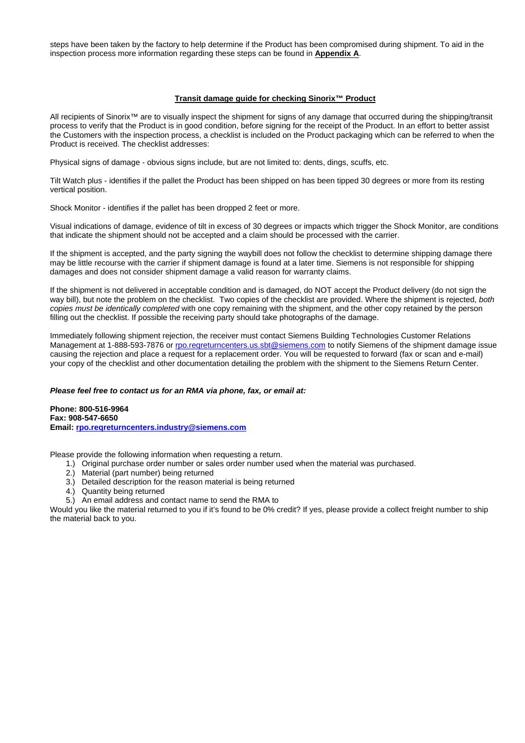steps have been taken by the factory to help determine if the Product has been compromised during shipment. To aid in the inspection process more information regarding these steps can be found in **Appendix A**.

## Transit damage guide for checking Sinorix™ Product

All recipients of Sinorix™ are to visually inspect the shipment for signs of any damage that occurred during the shipping/transit process to verify that the Product is in good condition, before signing for the receipt of the Product. In an effort to better assist the Customers with the inspection process, a checklist is included on the Product packaging which can be referred to when the Product is received. The checklist addresses:

Physical signs of damage - obvious signs include, but are not limited to: dents, dings, scuffs, etc.

Tilt Watch plus - identifies if the pallet the Product has been shipped on has been tipped 30 degrees or more from its resting vertical position.

Shock Monitor - identifies if the pallet has been dropped 2 feet or more.

Visual indications of damage, evidence of tilt in excess of 30 degrees or impacts which trigger the Shock Monitor, are conditions that indicate the shipment should not be accepted and a claim should be processed with the carrier.

If the shipment is accepted, and the party signing the waybill does not follow the checklist to determine shipping damage there may be little recourse with the carrier if shipment damage is found at a later time. Siemens is not responsible for shipping damages and does not consider shipment damage a valid reason for warranty claims.

If the shipment is not delivered in acceptable condition and is damaged, do NOT accept the Product delivery (do not sign the way bill), but note the problem on the checklist. Two copies of the checklist are provided. Where the shipment is rejected, *both copies must be identically completed* with one copy remaining with the shipment, and the other copy retained by the person filling out the checklist. If possible the receiving party should take photographs of the damage.

Immediately following shipment rejection, the receiver must contact Siemens Building Technologies Customer Relations Management at 1-888-593-7876 or rpo.reqreturncenters.us.sbt@siemens.com to notify Siemens of the shipment damage issue causing the rejection and place a request for a replacement order. You will be requested to forward (fax or scan and e-mail) your copy of the checklist and other documentation detailing the problem with the shipment to the Siemens Return Center.

***Please feel free to contact us for an RMA via phone, fax, or email at:***

**Phone: 800-516-9964**
**Fax: 908-547-6650**
**Email: rpo.reqreturncenters.industry@siemens.com**

Please provide the following information when requesting a return.

1.) Original purchase order number or sales order number used when the material was purchased.
2.) Material (part number) being returned
3.) Detailed description for the reason material is being returned
4.) Quantity being returned
5.) An email address and contact name to send the RMA to

Would you like the material returned to you if it's found to be 0% credit? If yes, please provide a collect freight number to ship the material back to you.